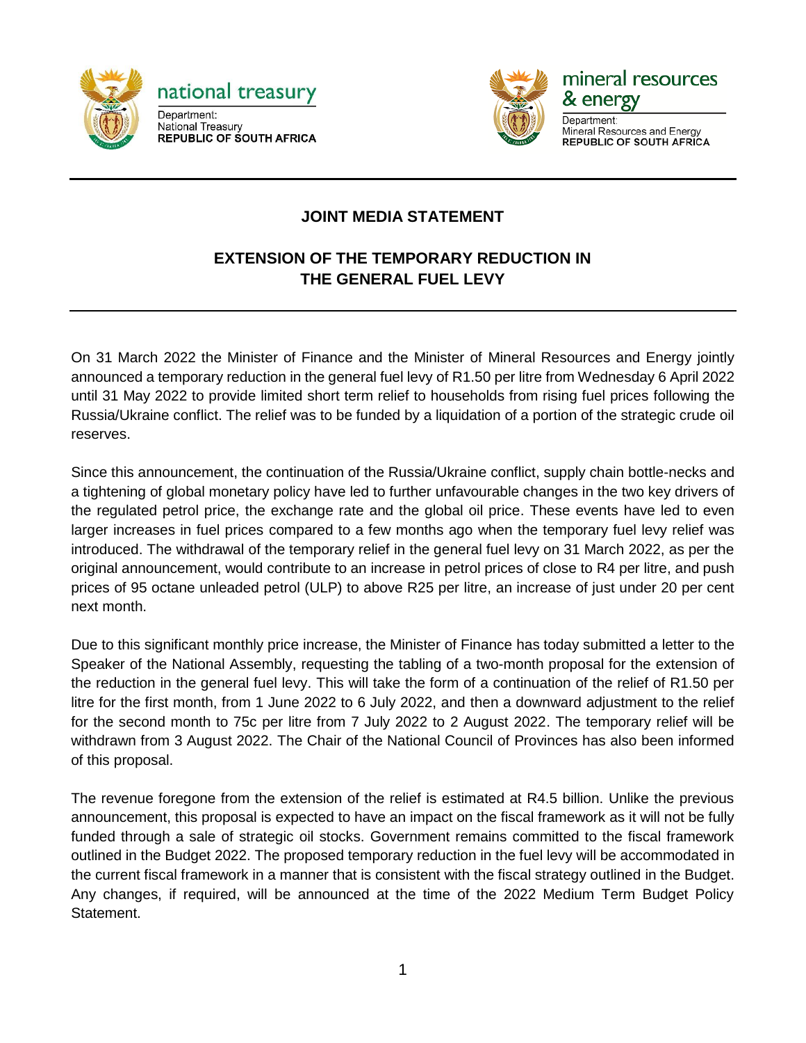national treasury

Department:
National Treasury
**REPUBLIC OF SOUTH AFRICA**

mineral resources & energy

Department:
Mineral Resources and Energy
**REPUBLIC OF SOUTH AFRICA**

## JOINT MEDIA STATEMENT

## EXTENSION OF THE TEMPORARY REDUCTION IN THE GENERAL FUEL LEVY

On 31 March 2022 the Minister of Finance and the Minister of Mineral Resources and Energy jointly announced a temporary reduction in the general fuel levy of R1.50 per litre from Wednesday 6 April 2022 until 31 May 2022 to provide limited short term relief to households from rising fuel prices following the Russia/Ukraine conflict. The relief was to be funded by a liquidation of a portion of the strategic crude oil reserves.

Since this announcement, the continuation of the Russia/Ukraine conflict, supply chain bottle-necks and a tightening of global monetary policy have led to further unfavourable changes in the two key drivers of the regulated petrol price, the exchange rate and the global oil price. These events have led to even larger increases in fuel prices compared to a few months ago when the temporary fuel levy relief was introduced. The withdrawal of the temporary relief in the general fuel levy on 31 March 2022, as per the original announcement, would contribute to an increase in petrol prices of close to R4 per litre, and push prices of 95 octane unleaded petrol (ULP) to above R25 per litre, an increase of just under 20 per cent next month.

Due to this significant monthly price increase, the Minister of Finance has today submitted a letter to the Speaker of the National Assembly, requesting the tabling of a two-month proposal for the extension of the reduction in the general fuel levy. This will take the form of a continuation of the relief of R1.50 per litre for the first month, from 1 June 2022 to 6 July 2022, and then a downward adjustment to the relief for the second month to 75c per litre from 7 July 2022 to 2 August 2022. The temporary relief will be withdrawn from 3 August 2022. The Chair of the National Council of Provinces has also been informed of this proposal.

The revenue foregone from the extension of the relief is estimated at R4.5 billion. Unlike the previous announcement, this proposal is expected to have an impact on the fiscal framework as it will not be fully funded through a sale of strategic oil stocks. Government remains committed to the fiscal framework outlined in the Budget 2022. The proposed temporary reduction in the fuel levy will be accommodated in the current fiscal framework in a manner that is consistent with the fiscal strategy outlined in the Budget. Any changes, if required, will be announced at the time of the 2022 Medium Term Budget Policy Statement.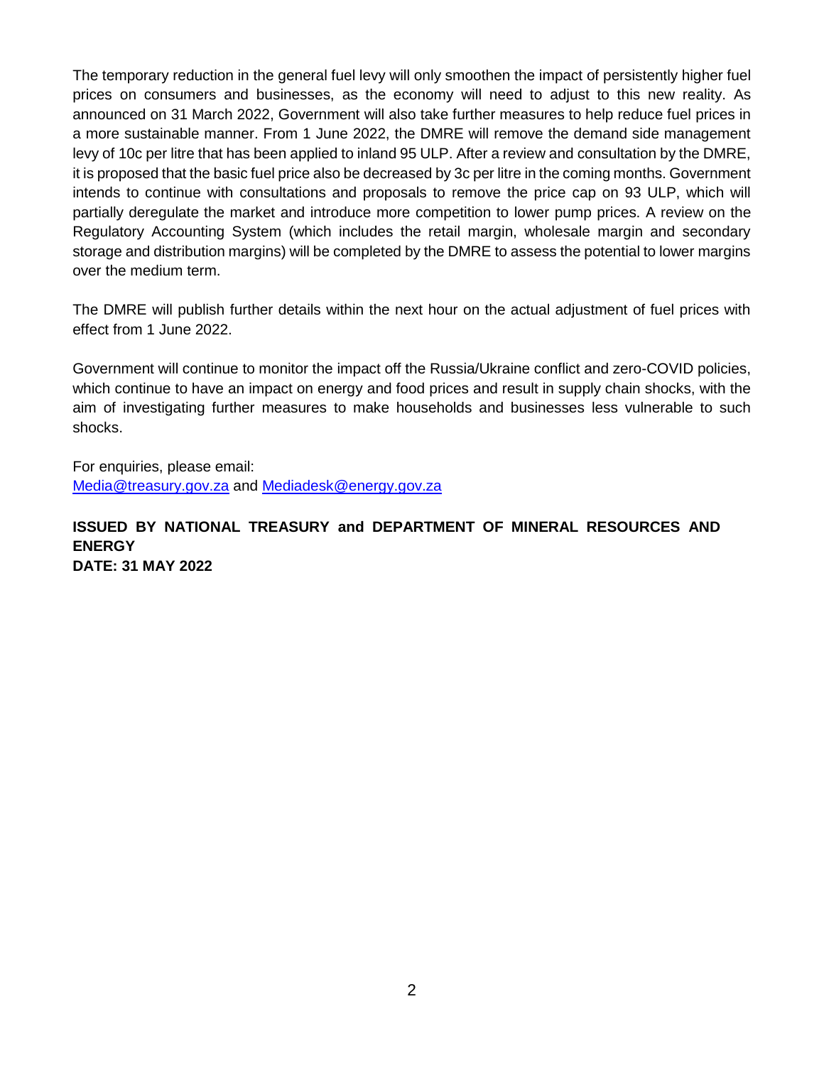The temporary reduction in the general fuel levy will only smoothen the impact of persistently higher fuel prices on consumers and businesses, as the economy will need to adjust to this new reality. As announced on 31 March 2022, Government will also take further measures to help reduce fuel prices in a more sustainable manner. From 1 June 2022, the DMRE will remove the demand side management levy of 10c per litre that has been applied to inland 95 ULP. After a review and consultation by the DMRE, it is proposed that the basic fuel price also be decreased by 3c per litre in the coming months. Government intends to continue with consultations and proposals to remove the price cap on 93 ULP, which will partially deregulate the market and introduce more competition to lower pump prices. A review on the Regulatory Accounting System (which includes the retail margin, wholesale margin and secondary storage and distribution margins) will be completed by the DMRE to assess the potential to lower margins over the medium term.

The DMRE will publish further details within the next hour on the actual adjustment of fuel prices with effect from 1 June 2022.

Government will continue to monitor the impact off the Russia/Ukraine conflict and zero-COVID policies, which continue to have an impact on energy and food prices and result in supply chain shocks, with the aim of investigating further measures to make households and businesses less vulnerable to such shocks.

For enquiries, please email:
Media@treasury.gov.za and Mediadesk@energy.gov.za

**ISSUED BY NATIONAL TREASURY and DEPARTMENT OF MINERAL RESOURCES AND ENERGY**
**DATE: 31 MAY 2022**